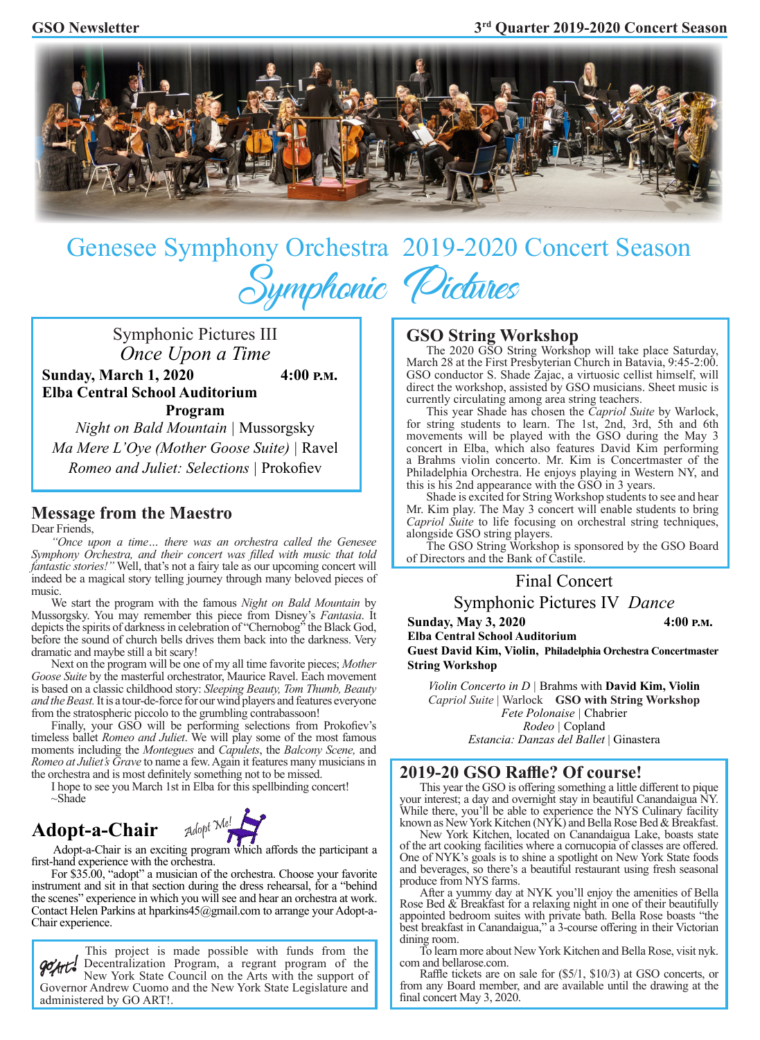# Genesee Symphony Orchestra 2019-2020 Concert Season

## Symphonic Pictures

### Symphonic Pictures III
### *Once Upon a Time*

**Sunday, March 1, 2020** **4:00 P.M.**
**Elba Central School Auditorium**

**Program**

*Night on Bald Mountain* | Mussorgsky
*Ma Mere L'Oye (Mother Goose Suite)* | Ravel
*Romeo and Juliet: Selections* | Prokofiev

## Message from the Maestro

Dear Friends,

*"Once upon a time… there was an orchestra called the Genesee Symphony Orchestra, and their concert was filled with music that told fantastic stories!"* Well, that's not a fairy tale as our upcoming concert will indeed be a magical story telling journey through many beloved pieces of music.

We start the program with the famous *Night on Bald Mountain* by Mussorgsky. You may remember this piece from Disney's *Fantasia*. It depicts the spirits of darkness in celebration of "Chernobog" the Black God, before the sound of church bells drives them back into the darkness. Very dramatic and maybe still a bit scary!

Next on the program will be one of my all time favorite pieces; *Mother Goose Suite* by the masterful orchestrator, Maurice Ravel. Each movement is based on a classic childhood story: *Sleeping Beauty, Tom Thumb, Beauty and the Beast.* It is a tour-de-force for our wind players and features everyone from the stratospheric piccolo to the grumbling contrabassoon!

Finally, your GSO will be performing selections from Prokofiev's timeless ballet *Romeo and Juliet*. We will play some of the most famous moments including the *Montegues* and *Capulets*, the *Balcony Scene,* and *Romeo at Juliet's Grave* to name a few. Again it features many musicians in the orchestra and is most definitely something not to be missed.

I hope to see you March 1st in Elba for this spellbinding concert!

~Shade

## Adopt-a-Chair

Adopt Me!

Adopt-a-Chair is an exciting program which affords the participant a first-hand experience with the orchestra.

For $35.00, "adopt" a musician of the orchestra. Choose your favorite instrument and sit in that section during the dress rehearsal, for a "behind the scenes" experience in which you will see and hear an orchestra at work. Contact Helen Parkins at hparkins45@gmail.com to arrange your Adopt-a-Chair experience.

GO ART! This project is made possible with funds from the Decentralization Program, a regrant program of the New York State Council on the Arts with the support of Governor Andrew Cuomo and the New York State Legislature and administered by GO ART!.

## GSO String Workshop

The 2020 GSO String Workshop will take place Saturday, March 28 at the First Presbyterian Church in Batavia, 9:45-2:00. GSO conductor S. Shade Zajac, a virtuosic cellist himself, will direct the workshop, assisted by GSO musicians. Sheet music is currently circulating among area string teachers.

This year Shade has chosen the *Capriol Suite* by Warlock, for string students to learn. The 1st, 2nd, 3rd, 5th and 6th movements will be played with the GSO during the May 3 concert in Elba, which also features David Kim performing a Brahms violin concerto. Mr. Kim is Concertmaster of the Philadelphia Orchestra. He enjoys playing in Western NY, and this is his 2nd appearance with the GSO in 3 years.

Shade is excited for String Workshop students to see and hear Mr. Kim play. The May 3 concert will enable students to bring *Capriol Suite* to life focusing on orchestral string techniques, alongside GSO string players.

The GSO String Workshop is sponsored by the GSO Board of Directors and the Bank of Castile.

### Final Concert
### Symphonic Pictures IV *Dance*

**Sunday, May 3, 2020** **4:00 P.M.**
**Elba Central School Auditorium**
**Guest David Kim, Violin, Philadelphia Orchestra Concertmaster**
**String Workshop**

*Violin Concerto in D* | Brahms with **David Kim, Violin**
*Capriol Suite* | Warlock **GSO with String Workshop**
*Fete Polonaise* | Chabrier
*Rodeo* | Copland
*Estancia: Danzas del Ballet* | Ginastera

## 2019-20 GSO Raffle? Of course!

This year the GSO is offering something a little different to pique your interest; a day and overnight stay in beautiful Canandaigua NY. While there, you'll be able to experience the NYS Culinary facility known as New York Kitchen (NYK) and Bella Rose Bed & Breakfast.

New York Kitchen, located on Canandaigua Lake, boasts state of the art cooking facilities where a cornucopia of classes are offered. One of NYK's goals is to shine a spotlight on New York State foods and beverages, so there's a beautiful restaurant using fresh seasonal produce from NYS farms.

After a yummy day at NYK you'll enjoy the amenities of Bella Rose Bed & Breakfast for a relaxing night in one of their beautifully appointed bedroom suites with private bath. Bella Rose boasts "the best breakfast in Canandaigua," a 3-course offering in their Victorian dining room.

To learn more about New York Kitchen and Bella Rose, visit nyk.com and bellarose.com.

Raffle tickets are on sale for ($5/1, $10/3) at GSO concerts, or from any Board member, and are available until the drawing at the final concert May 3, 2020.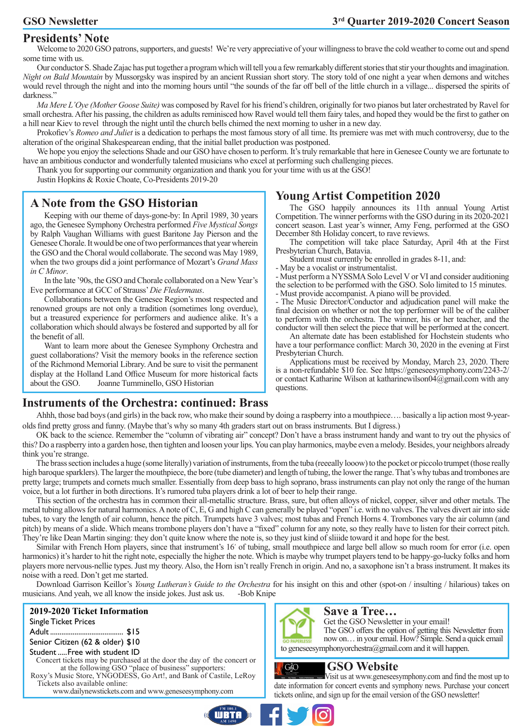## Presidents' Note

Welcome to 2020 GSO patrons, supporters, and guests! We're very appreciative of your willingness to brave the cold weather to come out and spend some time with us.

Our conductor S. Shade Zajac has put together a program which will tell you a few remarkably different stories that stir your thoughts and imagination. *Night on Bald Mountain* by Mussorgsky was inspired by an ancient Russian short story. The story told of one night a year when demons and witches would revel through the night and into the morning hours until "the sounds of the far off bell of the little church in a village... dispersed the spirits of darkness."

*Ma Mere L'Oye (Mother Goose Suite)* was composed by Ravel for his friend's children, originally for two pianos but later orchestrated by Ravel for small orchestra. After his passing, the children as adults reminisced how Ravel would tell them fairy tales, and hoped they would be the first to gather on a hill near Kiev to revel through the night until the church bells chimed the next morning to usher in a new day.

Prokofiev's *Romeo and Juliet* is a dedication to perhaps the most famous story of all time. Its premiere was met with much controversy, due to the alteration of the original Shakespearean ending, that the initial ballet production was postponed.

We hope you enjoy the selections Shade and our GSO have chosen to perform. It's truly remarkable that here in Genesee County we are fortunate to have an ambitious conductor and wonderfully talented musicians who excel at performing such challenging pieces.

Thank you for supporting our community organization and thank you for your time with us at the GSO!

Justin Hopkins & Roxie Choate, Co-Presidents 2019-20

## A Note from the GSO Historian

Keeping with our theme of days-gone-by: In April 1989, 30 years ago, the Genesee Symphony Orchestra performed *Five Mystical Songs* by Ralph Vaughan Williams with guest Baritone Jay Pierson and the Genesee Chorale. It would be one of two performances that year wherein the GSO and the Choral would collaborate. The second was May 1989, when the two groups did a joint performance of Mozart's *Grand Mass in C Minor*.

In the late '90s, the GSO and Chorale collaborated on a New Year's Eve performance at GCC of Strauss' *Die Fledermaus*.

Collaborations between the Genesee Region's most respected and renowned groups are not only a tradition (sometimes long overdue), but a treasured experience for performers and audience alike. It's a collaboration which should always be fostered and supported by all for the benefit of all.

Want to learn more about the Genesee Symphony Orchestra and guest collaborations? Visit the memory books in the reference section of the Richmond Memorial Library. And be sure to visit the permanent display at the Holland Land Office Museum for more historical facts about the GSO. Joanne Tumminello, GSO Historian

## Young Artist Competition 2020

The GSO happily announces its 11th annual Young Artist Competition. The winner performs with the GSO during in its 2020-2021 concert season. Last year's winner, Amy Feng, performed at the GSO December 8th Holiday concert, to rave reviews.

The competition will take place Saturday, April 4th at the First Presbyterian Church, Batavia.

Student must currently be enrolled in grades 8-11, and:

- May be a vocalist or instrumentalist.
- Must perform a NYSSMA Solo Level V or VI and consider auditioning the selection to be performed with the GSO. Solo limited to 15 minutes.
- Must provide accompanist. A piano will be provided.
- The Music Director/Conductor and adjudication panel will make the final decision on whether or not the top performer will be of the caliber to perform with the orchestra. The winner, his or her teacher, and the conductor will then select the piece that will be performed at the concert.

An alternate date has been established for Hochstein students who have a tour performance conflict: March 30, 2020 in the evening at First Presbyterian Church.

Applications must be received by Monday, March 23, 2020. There is a non-refundable $10 fee. See https://geneseesymphony.com/2243-2/ or contact Katharine Wilson at katharinewilson04@gmail.com with any questions.

## Instruments of the Orchestra: continued: Brass

Ahhh, those bad boys (and girls) in the back row, who make their sound by doing a raspberry into a mouthpiece…. basically a lip action most 9-year-olds find pretty gross and funny. (Maybe that's why so many 4th graders start out on brass instruments. But I digress.)

OK back to the science. Remember the "column of vibrating air" concept? Don't have a brass instrument handy and want to try out the physics of this? Do a raspberry into a garden hose, then tighten and loosen your lips. You can play harmonics, maybe even a melody. Besides, your neighbors already think you're strange.

The brass section includes a huge (some literally) variation of instruments, from the tuba (reeeally looow) to the pocket or piccolo trumpet (those really high baroque sparklers). The larger the mouthpiece, the bore (tube diameter) and length of tubing, the lower the range. That's why tubas and trombones are pretty large; trumpets and cornets much smaller. Essentially from deep bass to high soprano, brass instruments can play not only the range of the human voice, but a lot further in both directions. It's rumored tuba players drink a lot of beer to help their range.

This section of the orchestra has in common their all-metallic structure. Brass, sure, but often alloys of nickel, copper, silver and other metals. The metal tubing allows for natural harmonics. A note of C, E, G and high C can generally be played "open" i.e. with no valves. The valves divert air into side tubes, to vary the length of air column, hence the pitch. Trumpets have 3 valves; most tubas and French Horns 4. Trombones vary the air column (and pitch) by means of a slide. Which means trombone players don't have a "fixed" column for any note, so they really have to listen for their correct pitch. They're like Dean Martin singing: they don't quite know where the note is, so they just kind of sliiide toward it and hope for the best.

Similar with French Horn players, since that instrument's 16′ of tubing, small mouthpiece and large bell allow so much room for error (i.e. open harmonics) it's harder to hit the right note, especially the higher the note. Which is maybe why trumpet players tend to be happy-go-lucky folks and horn players more nervous-nellie types. Just my theory. Also, the Horn isn't really French in origin. And no, a saxophone isn't a brass instrument. It makes its noise with a reed. Don't get me started.

Download Garrison Keillor's *Young Lutheran's Guide to the Orchestra* for his insight on this and other (spot-on / insulting / hilarious) takes on musicians. And yeah, we all know the inside jokes. Just ask us. -Bob Knipe

## 2019-2020 Ticket Information

Single Ticket Prices

Adult ...................................... $15

Senior Citizen (62 & older) $10

Student .....Free with student ID

Concert tickets may be purchased at the door the day of the concert or at the following GSO "place of business" supporters:
Roxy's Music Store, YNGODESS, Go Art!, and Bank of Castile, LeRoy
Tickets also available online:
www.dailynewstickets.com and www.geneseesymphony.com

## Save a Tree…

Get the GSO Newsletter in your email!
The GSO offers the option of getting this Newsletter from now on… in your email. How? Simple. Send a quick email to geneseesymphonyorchestra@gmail.com and it will happen.

## GSO Website

Visit us at www.geneseesymphony.com and find the most up to date information for concert events and symphony news. Purchase your concert tickets online, and sign up for the email version of the GSO newsletter!